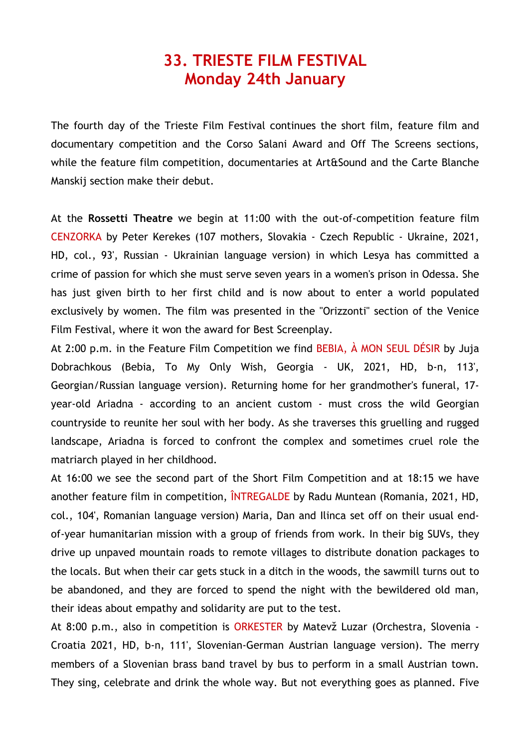# 33. TRIESTE FILM FESTIVAL
# Monday 24th January

The fourth day of the Trieste Film Festival continues the short film, feature film and documentary competition and the Corso Salani Award and Off The Screens sections, while the feature film competition, documentaries at Art&Sound and the Carte Blanche Manskij section make their debut.

At the **Rossetti Theatre** we begin at 11:00 with the out-of-competition feature film CENZORKA by Peter Kerekes (107 mothers, Slovakia - Czech Republic - Ukraine, 2021, HD, col., 93', Russian - Ukrainian language version) in which Lesya has committed a crime of passion for which she must serve seven years in a women's prison in Odessa. She has just given birth to her first child and is now about to enter a world populated exclusively by women. The film was presented in the "Orizzonti" section of the Venice Film Festival, where it won the award for Best Screenplay.

At 2:00 p.m. in the Feature Film Competition we find BEBIA, À MON SEUL DÉSIR by Juja Dobrachkous (Bebia, To My Only Wish, Georgia - UK, 2021, HD, b-n, 113', Georgian/Russian language version). Returning home for her grandmother's funeral, 17-year-old Ariadna - according to an ancient custom - must cross the wild Georgian countryside to reunite her soul with her body. As she traverses this gruelling and rugged landscape, Ariadna is forced to confront the complex and sometimes cruel role the matriarch played in her childhood.

At 16:00 we see the second part of the Short Film Competition and at 18:15 we have another feature film in competition, ÎNTREGALDE by Radu Muntean (Romania, 2021, HD, col., 104', Romanian language version) Maria, Dan and Ilinca set off on their usual end-of-year humanitarian mission with a group of friends from work. In their big SUVs, they drive up unpaved mountain roads to remote villages to distribute donation packages to the locals. But when their car gets stuck in a ditch in the woods, the sawmill turns out to be abandoned, and they are forced to spend the night with the bewildered old man, their ideas about empathy and solidarity are put to the test.

At 8:00 p.m., also in competition is ORKESTER by Matevž Luzar (Orchestra, Slovenia - Croatia 2021, HD, b-n, 111', Slovenian-German Austrian language version). The merry members of a Slovenian brass band travel by bus to perform in a small Austrian town. They sing, celebrate and drink the whole way. But not everything goes as planned. Five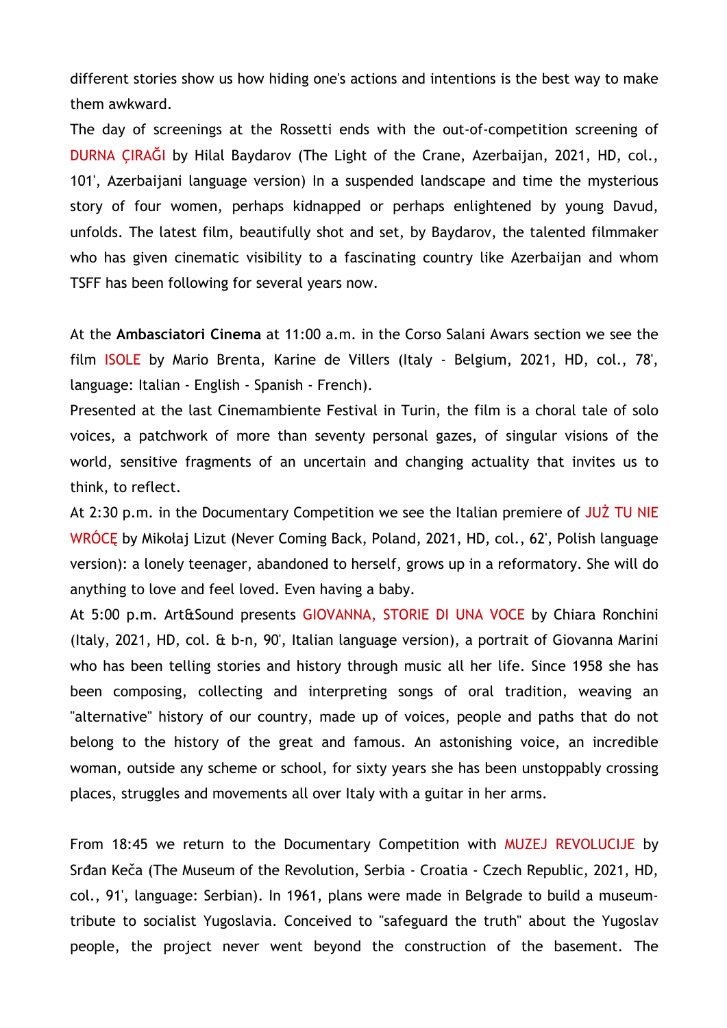different stories show us how hiding one's actions and intentions is the best way to make them awkward.

The day of screenings at the Rossetti ends with the out-of-competition screening of DURNA ÇIRAĞI by Hilal Baydarov (The Light of the Crane, Azerbaijan, 2021, HD, col., 101', Azerbaijani language version) In a suspended landscape and time the mysterious story of four women, perhaps kidnapped or perhaps enlightened by young Davud, unfolds. The latest film, beautifully shot and set, by Baydarov, the talented filmmaker who has given cinematic visibility to a fascinating country like Azerbaijan and whom TSFF has been following for several years now.

At the **Ambasciatori Cinema** at 11:00 a.m. in the Corso Salani Awars section we see the film ISOLE by Mario Brenta, Karine de Villers (Italy - Belgium, 2021, HD, col., 78', language: Italian - English - Spanish - French).

Presented at the last Cinemambiente Festival in Turin, the film is a choral tale of solo voices, a patchwork of more than seventy personal gazes, of singular visions of the world, sensitive fragments of an uncertain and changing actuality that invites us to think, to reflect.

At 2:30 p.m. in the Documentary Competition we see the Italian premiere of JUŻ TU NIE WRÓCĘ by Mikołaj Lizut (Never Coming Back, Poland, 2021, HD, col., 62', Polish language version): a lonely teenager, abandoned to herself, grows up in a reformatory. She will do anything to love and feel loved. Even having a baby.

At 5:00 p.m. Art&Sound presents GIOVANNA, STORIE DI UNA VOCE by Chiara Ronchini (Italy, 2021, HD, col. & b-n, 90', Italian language version), a portrait of Giovanna Marini who has been telling stories and history through music all her life. Since 1958 she has been composing, collecting and interpreting songs of oral tradition, weaving an "alternative" history of our country, made up of voices, people and paths that do not belong to the history of the great and famous. An astonishing voice, an incredible woman, outside any scheme or school, for sixty years she has been unstoppably crossing places, struggles and movements all over Italy with a guitar in her arms.

From 18:45 we return to the Documentary Competition with MUZEJ REVOLUCIJE by Srđan Keča (The Museum of the Revolution, Serbia - Croatia - Czech Republic, 2021, HD, col., 91', language: Serbian). In 1961, plans were made in Belgrade to build a museum-tribute to socialist Yugoslavia. Conceived to "safeguard the truth" about the Yugoslav people, the project never went beyond the construction of the basement. The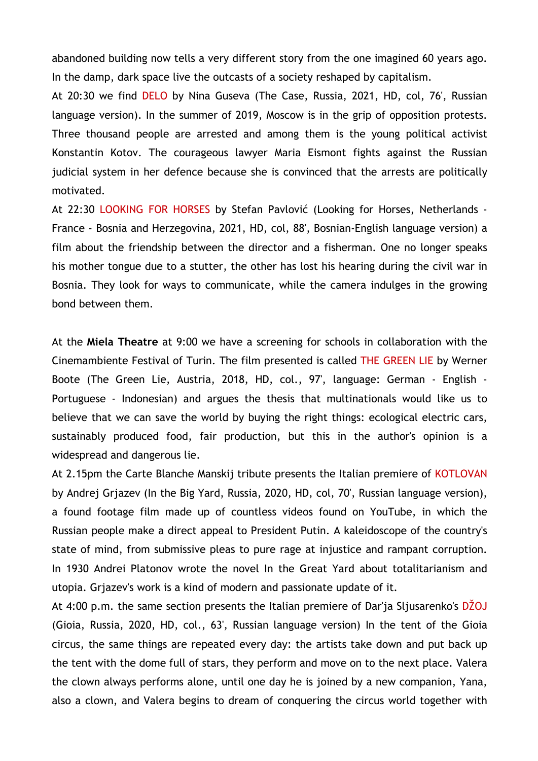abandoned building now tells a very different story from the one imagined 60 years ago. In the damp, dark space live the outcasts of a society reshaped by capitalism.

At 20:30 we find DELO by Nina Guseva (The Case, Russia, 2021, HD, col, 76', Russian language version). In the summer of 2019, Moscow is in the grip of opposition protests. Three thousand people are arrested and among them is the young political activist Konstantin Kotov. The courageous lawyer Maria Eismont fights against the Russian judicial system in her defence because she is convinced that the arrests are politically motivated.

At 22:30 LOOKING FOR HORSES by Stefan Pavlović (Looking for Horses, Netherlands - France - Bosnia and Herzegovina, 2021, HD, col, 88', Bosnian-English language version) a film about the friendship between the director and a fisherman. One no longer speaks his mother tongue due to a stutter, the other has lost his hearing during the civil war in Bosnia. They look for ways to communicate, while the camera indulges in the growing bond between them.

At the **Miela Theatre** at 9:00 we have a screening for schools in collaboration with the Cinemambiente Festival of Turin. The film presented is called THE GREEN LIE by Werner Boote (The Green Lie, Austria, 2018, HD, col., 97', language: German - English - Portuguese - Indonesian) and argues the thesis that multinationals would like us to believe that we can save the world by buying the right things: ecological electric cars, sustainably produced food, fair production, but this in the author's opinion is a widespread and dangerous lie.

At 2.15pm the Carte Blanche Manskij tribute presents the Italian premiere of KOTLOVAN by Andrej Grjazev (In the Big Yard, Russia, 2020, HD, col, 70', Russian language version), a found footage film made up of countless videos found on YouTube, in which the Russian people make a direct appeal to President Putin. A kaleidoscope of the country's state of mind, from submissive pleas to pure rage at injustice and rampant corruption. In 1930 Andrei Platonov wrote the novel In the Great Yard about totalitarianism and utopia. Grjazev's work is a kind of modern and passionate update of it.

At 4:00 p.m. the same section presents the Italian premiere of Dar'ja Sljusarenko's DŽOJ (Gioia, Russia, 2020, HD, col., 63', Russian language version) In the tent of the Gioia circus, the same things are repeated every day: the artists take down and put back up the tent with the dome full of stars, they perform and move on to the next place. Valera the clown always performs alone, until one day he is joined by a new companion, Yana, also a clown, and Valera begins to dream of conquering the circus world together with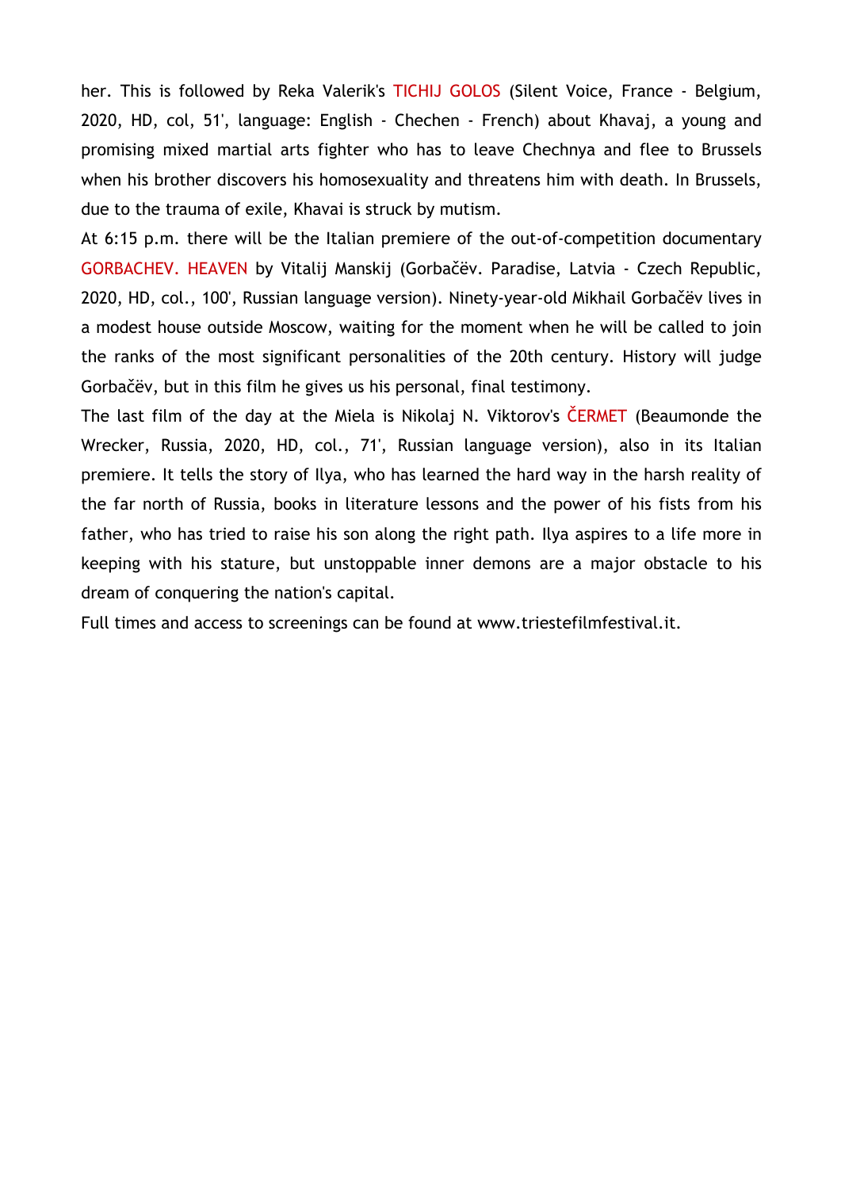her. This is followed by Reka Valerik's TICHIJ GOLOS (Silent Voice, France - Belgium, 2020, HD, col, 51', language: English - Chechen - French) about Khavaj, a young and promising mixed martial arts fighter who has to leave Chechnya and flee to Brussels when his brother discovers his homosexuality and threatens him with death. In Brussels, due to the trauma of exile, Khavai is struck by mutism.

At 6:15 p.m. there will be the Italian premiere of the out-of-competition documentary GORBACHEV. HEAVEN by Vitalij Manskij (Gorbačëv. Paradise, Latvia - Czech Republic, 2020, HD, col., 100', Russian language version). Ninety-year-old Mikhail Gorbačëv lives in a modest house outside Moscow, waiting for the moment when he will be called to join the ranks of the most significant personalities of the 20th century. History will judge Gorbačëv, but in this film he gives us his personal, final testimony.

The last film of the day at the Miela is Nikolaj N. Viktorov's ČERMET (Beaumonde the Wrecker, Russia, 2020, HD, col., 71', Russian language version), also in its Italian premiere. It tells the story of Ilya, who has learned the hard way in the harsh reality of the far north of Russia, books in literature lessons and the power of his fists from his father, who has tried to raise his son along the right path. Ilya aspires to a life more in keeping with his stature, but unstoppable inner demons are a major obstacle to his dream of conquering the nation's capital.

Full times and access to screenings can be found at www.triestefilmfestival.it.